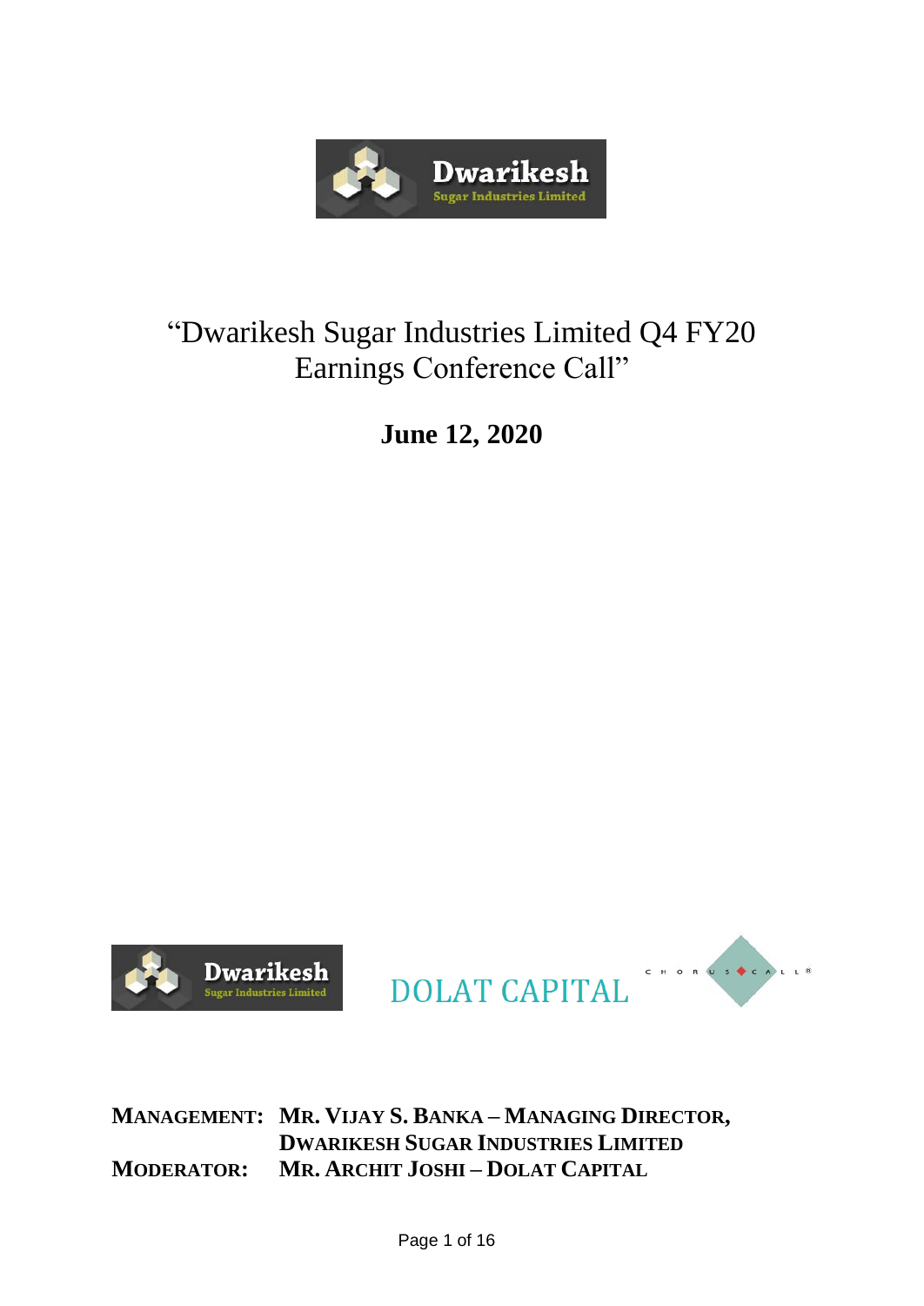# "Dwarikesh Sugar Industries Limited Q4 FY20 Earnings Conference Call"

**June 12, 2020**

DOLAT CAPITAL

**MANAGEMENT:** **MR. VIJAY S. BANKA – MANAGING DIRECTOR, DWARIKESH SUGAR INDUSTRIES LIMITED**

**MODERATOR:** **MR. ARCHIT JOSHI – DOLAT CAPITAL**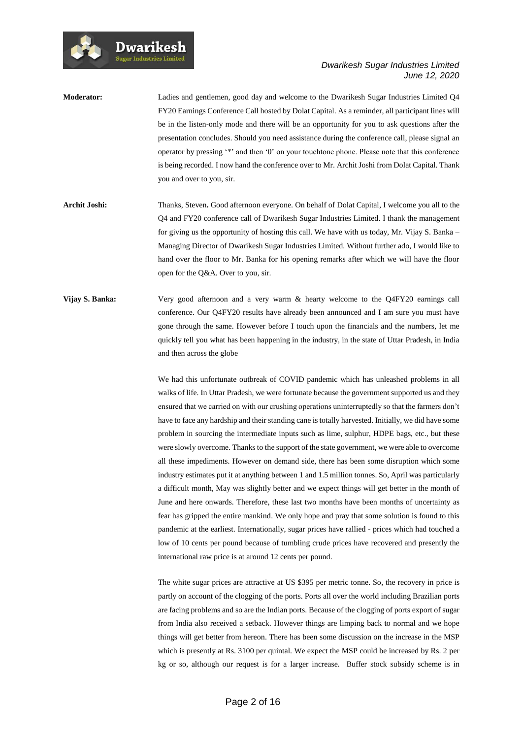**Moderator:** Ladies and gentlemen, good day and welcome to the Dwarikesh Sugar Industries Limited Q4 FY20 Earnings Conference Call hosted by Dolat Capital. As a reminder, all participant lines will be in the listen-only mode and there will be an opportunity for you to ask questions after the presentation concludes. Should you need assistance during the conference call, please signal an operator by pressing '*' and then '0' on your touchtone phone. Please note that this conference is being recorded. I now hand the conference over to Mr. Archit Joshi from Dolat Capital. Thank you and over to you, sir.

**Archit Joshi:** Thanks, Steven**.** Good afternoon everyone. On behalf of Dolat Capital, I welcome you all to the Q4 and FY20 conference call of Dwarikesh Sugar Industries Limited. I thank the management for giving us the opportunity of hosting this call. We have with us today, Mr. Vijay S. Banka – Managing Director of Dwarikesh Sugar Industries Limited. Without further ado, I would like to hand over the floor to Mr. Banka for his opening remarks after which we will have the floor open for the Q&A. Over to you, sir.

**Vijay S. Banka:** Very good afternoon and a very warm & hearty welcome to the Q4FY20 earnings call conference. Our Q4FY20 results have already been announced and I am sure you must have gone through the same. However before I touch upon the financials and the numbers, let me quickly tell you what has been happening in the industry, in the state of Uttar Pradesh, in India and then across the globe

We had this unfortunate outbreak of COVID pandemic which has unleashed problems in all walks of life. In Uttar Pradesh, we were fortunate because the government supported us and they ensured that we carried on with our crushing operations uninterruptedly so that the farmers don't have to face any hardship and their standing cane is totally harvested. Initially, we did have some problem in sourcing the intermediate inputs such as lime, sulphur, HDPE bags, etc., but these were slowly overcome. Thanks to the support of the state government, we were able to overcome all these impediments. However on demand side, there has been some disruption which some industry estimates put it at anything between 1 and 1.5 million tonnes. So, April was particularly a difficult month, May was slightly better and we expect things will get better in the month of June and here onwards. Therefore, these last two months have been months of uncertainty as fear has gripped the entire mankind. We only hope and pray that some solution is found to this pandemic at the earliest. Internationally, sugar prices have rallied - prices which had touched a low of 10 cents per pound because of tumbling crude prices have recovered and presently the international raw price is at around 12 cents per pound.

The white sugar prices are attractive at US $395 per metric tonne. So, the recovery in price is partly on account of the clogging of the ports. Ports all over the world including Brazilian ports are facing problems and so are the Indian ports. Because of the clogging of ports export of sugar from India also received a setback. However things are limping back to normal and we hope things will get better from hereon. There has been some discussion on the increase in the MSP which is presently at Rs. 3100 per quintal. We expect the MSP could be increased by Rs. 2 per kg or so, although our request is for a larger increase. Buffer stock subsidy scheme is in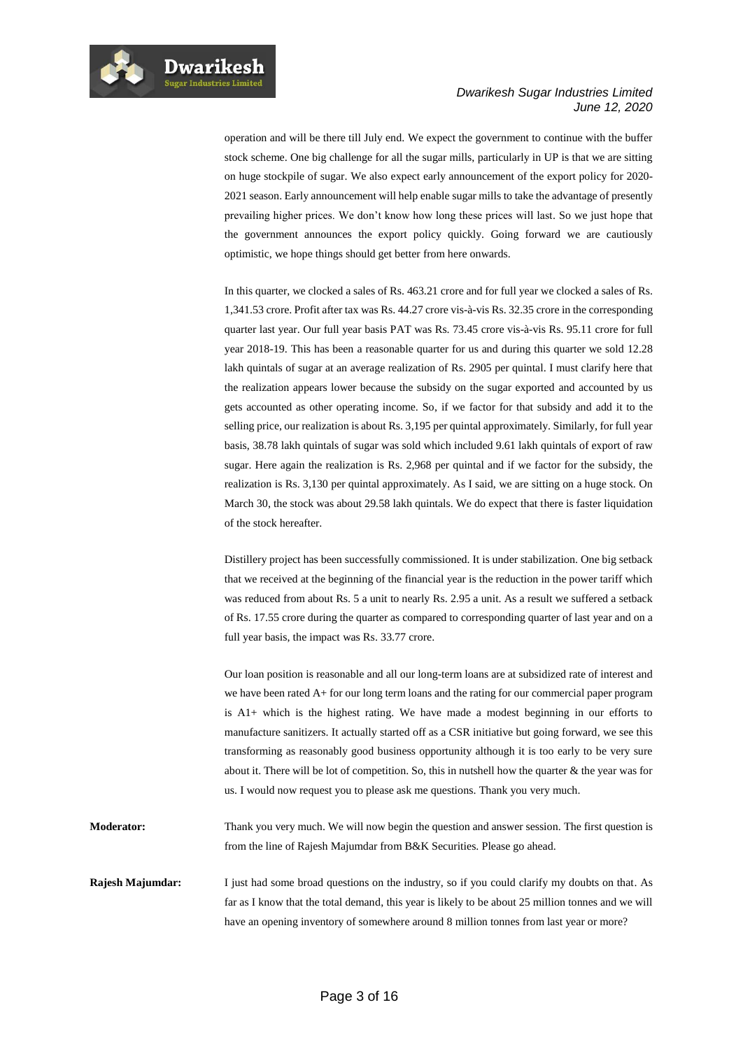operation and will be there till July end. We expect the government to continue with the buffer stock scheme. One big challenge for all the sugar mills, particularly in UP is that we are sitting on huge stockpile of sugar. We also expect early announcement of the export policy for 2020-2021 season. Early announcement will help enable sugar mills to take the advantage of presently prevailing higher prices. We don't know how long these prices will last. So we just hope that the government announces the export policy quickly. Going forward we are cautiously optimistic, we hope things should get better from here onwards.

In this quarter, we clocked a sales of Rs. 463.21 crore and for full year we clocked a sales of Rs. 1,341.53 crore. Profit after tax was Rs. 44.27 crore vis-à-vis Rs. 32.35 crore in the corresponding quarter last year. Our full year basis PAT was Rs. 73.45 crore vis-à-vis Rs. 95.11 crore for full year 2018-19. This has been a reasonable quarter for us and during this quarter we sold 12.28 lakh quintals of sugar at an average realization of Rs. 2905 per quintal. I must clarify here that the realization appears lower because the subsidy on the sugar exported and accounted by us gets accounted as other operating income. So, if we factor for that subsidy and add it to the selling price, our realization is about Rs. 3,195 per quintal approximately. Similarly, for full year basis, 38.78 lakh quintals of sugar was sold which included 9.61 lakh quintals of export of raw sugar. Here again the realization is Rs. 2,968 per quintal and if we factor for the subsidy, the realization is Rs. 3,130 per quintal approximately. As I said, we are sitting on a huge stock. On March 30, the stock was about 29.58 lakh quintals. We do expect that there is faster liquidation of the stock hereafter.

Distillery project has been successfully commissioned. It is under stabilization. One big setback that we received at the beginning of the financial year is the reduction in the power tariff which was reduced from about Rs. 5 a unit to nearly Rs. 2.95 a unit. As a result we suffered a setback of Rs. 17.55 crore during the quarter as compared to corresponding quarter of last year and on a full year basis, the impact was Rs. 33.77 crore.

Our loan position is reasonable and all our long-term loans are at subsidized rate of interest and we have been rated A+ for our long term loans and the rating for our commercial paper program is A1+ which is the highest rating. We have made a modest beginning in our efforts to manufacture sanitizers. It actually started off as a CSR initiative but going forward, we see this transforming as reasonably good business opportunity although it is too early to be very sure about it. There will be lot of competition. So, this in nutshell how the quarter & the year was for us. I would now request you to please ask me questions. Thank you very much.

**Moderator:** Thank you very much. We will now begin the question and answer session. The first question is from the line of Rajesh Majumdar from B&K Securities. Please go ahead.

**Rajesh Majumdar:** I just had some broad questions on the industry, so if you could clarify my doubts on that. As far as I know that the total demand, this year is likely to be about 25 million tonnes and we will have an opening inventory of somewhere around 8 million tonnes from last year or more?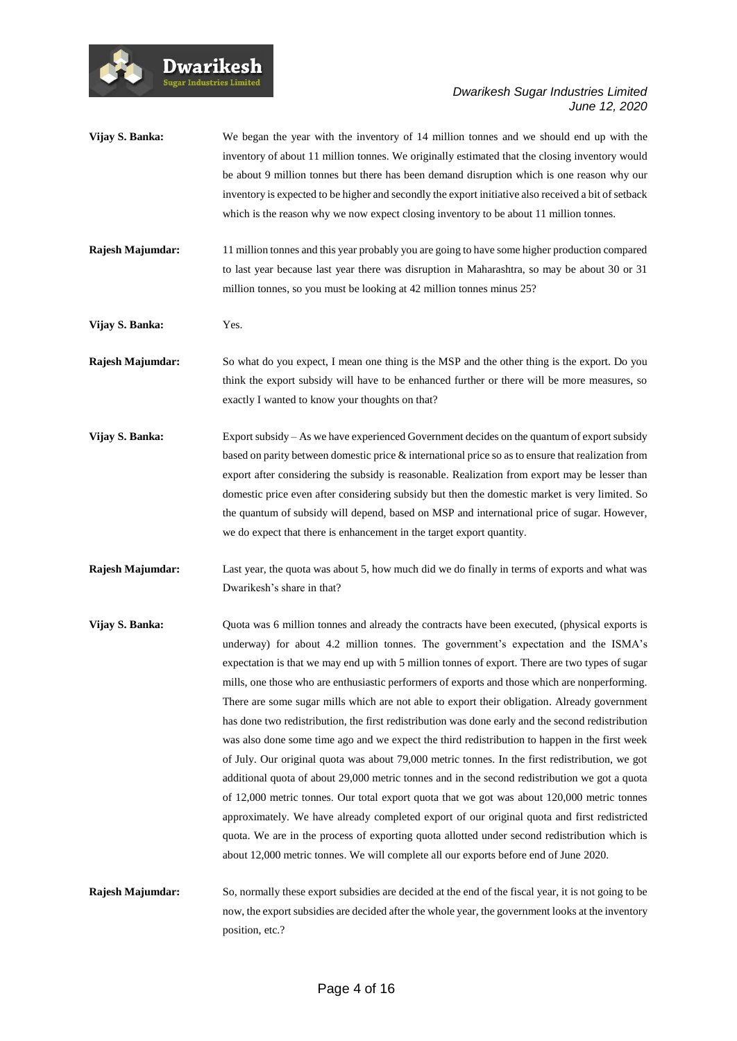**Vijay S. Banka:** We began the year with the inventory of 14 million tonnes and we should end up with the inventory of about 11 million tonnes. We originally estimated that the closing inventory would be about 9 million tonnes but there has been demand disruption which is one reason why our inventory is expected to be higher and secondly the export initiative also received a bit of setback which is the reason why we now expect closing inventory to be about 11 million tonnes.

**Rajesh Majumdar:** 11 million tonnes and this year probably you are going to have some higher production compared to last year because last year there was disruption in Maharashtra, so may be about 30 or 31 million tonnes, so you must be looking at 42 million tonnes minus 25?

**Vijay S. Banka:** Yes.

**Rajesh Majumdar:** So what do you expect, I mean one thing is the MSP and the other thing is the export. Do you think the export subsidy will have to be enhanced further or there will be more measures, so exactly I wanted to know your thoughts on that?

**Vijay S. Banka:** Export subsidy – As we have experienced Government decides on the quantum of export subsidy based on parity between domestic price & international price so as to ensure that realization from export after considering the subsidy is reasonable. Realization from export may be lesser than domestic price even after considering subsidy but then the domestic market is very limited. So the quantum of subsidy will depend, based on MSP and international price of sugar. However, we do expect that there is enhancement in the target export quantity.

**Rajesh Majumdar:** Last year, the quota was about 5, how much did we do finally in terms of exports and what was Dwarikesh's share in that?

**Vijay S. Banka:** Quota was 6 million tonnes and already the contracts have been executed, (physical exports is underway) for about 4.2 million tonnes. The government's expectation and the ISMA's expectation is that we may end up with 5 million tonnes of export. There are two types of sugar mills, one those who are enthusiastic performers of exports and those which are nonperforming. There are some sugar mills which are not able to export their obligation. Already government has done two redistribution, the first redistribution was done early and the second redistribution was also done some time ago and we expect the third redistribution to happen in the first week of July. Our original quota was about 79,000 metric tonnes. In the first redistribution, we got additional quota of about 29,000 metric tonnes and in the second redistribution we got a quota of 12,000 metric tonnes. Our total export quota that we got was about 120,000 metric tonnes approximately. We have already completed export of our original quota and first redistricted quota. We are in the process of exporting quota allotted under second redistribution which is about 12,000 metric tonnes. We will complete all our exports before end of June 2020.

**Rajesh Majumdar:** So, normally these export subsidies are decided at the end of the fiscal year, it is not going to be now, the export subsidies are decided after the whole year, the government looks at the inventory position, etc.?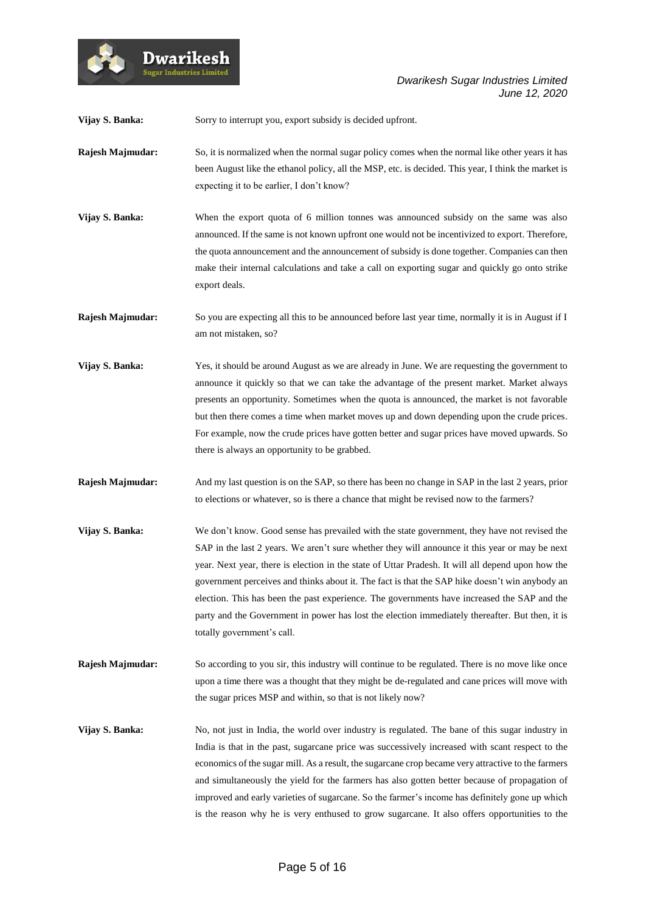**Vijay S. Banka:** Sorry to interrupt you, export subsidy is decided upfront.

**Rajesh Majmudar:** So, it is normalized when the normal sugar policy comes when the normal like other years it has been August like the ethanol policy, all the MSP, etc. is decided. This year, I think the market is expecting it to be earlier, I don't know?

**Vijay S. Banka:** When the export quota of 6 million tonnes was announced subsidy on the same was also announced. If the same is not known upfront one would not be incentivized to export. Therefore, the quota announcement and the announcement of subsidy is done together. Companies can then make their internal calculations and take a call on exporting sugar and quickly go onto strike export deals.

**Rajesh Majmudar:** So you are expecting all this to be announced before last year time, normally it is in August if I am not mistaken, so?

**Vijay S. Banka:** Yes, it should be around August as we are already in June. We are requesting the government to announce it quickly so that we can take the advantage of the present market. Market always presents an opportunity. Sometimes when the quota is announced, the market is not favorable but then there comes a time when market moves up and down depending upon the crude prices. For example, now the crude prices have gotten better and sugar prices have moved upwards. So there is always an opportunity to be grabbed.

**Rajesh Majmudar:** And my last question is on the SAP, so there has been no change in SAP in the last 2 years, prior to elections or whatever, so is there a chance that might be revised now to the farmers?

**Vijay S. Banka:** We don't know. Good sense has prevailed with the state government, they have not revised the SAP in the last 2 years. We aren't sure whether they will announce it this year or may be next year. Next year, there is election in the state of Uttar Pradesh. It will all depend upon how the government perceives and thinks about it. The fact is that the SAP hike doesn't win anybody an election. This has been the past experience. The governments have increased the SAP and the party and the Government in power has lost the election immediately thereafter. But then, it is totally government's call.

**Rajesh Majmudar:** So according to you sir, this industry will continue to be regulated. There is no move like once upon a time there was a thought that they might be de-regulated and cane prices will move with the sugar prices MSP and within, so that is not likely now?

**Vijay S. Banka:** No, not just in India, the world over industry is regulated. The bane of this sugar industry in India is that in the past, sugarcane price was successively increased with scant respect to the economics of the sugar mill. As a result, the sugarcane crop became very attractive to the farmers and simultaneously the yield for the farmers has also gotten better because of propagation of improved and early varieties of sugarcane. So the farmer's income has definitely gone up which is the reason why he is very enthused to grow sugarcane. It also offers opportunities to the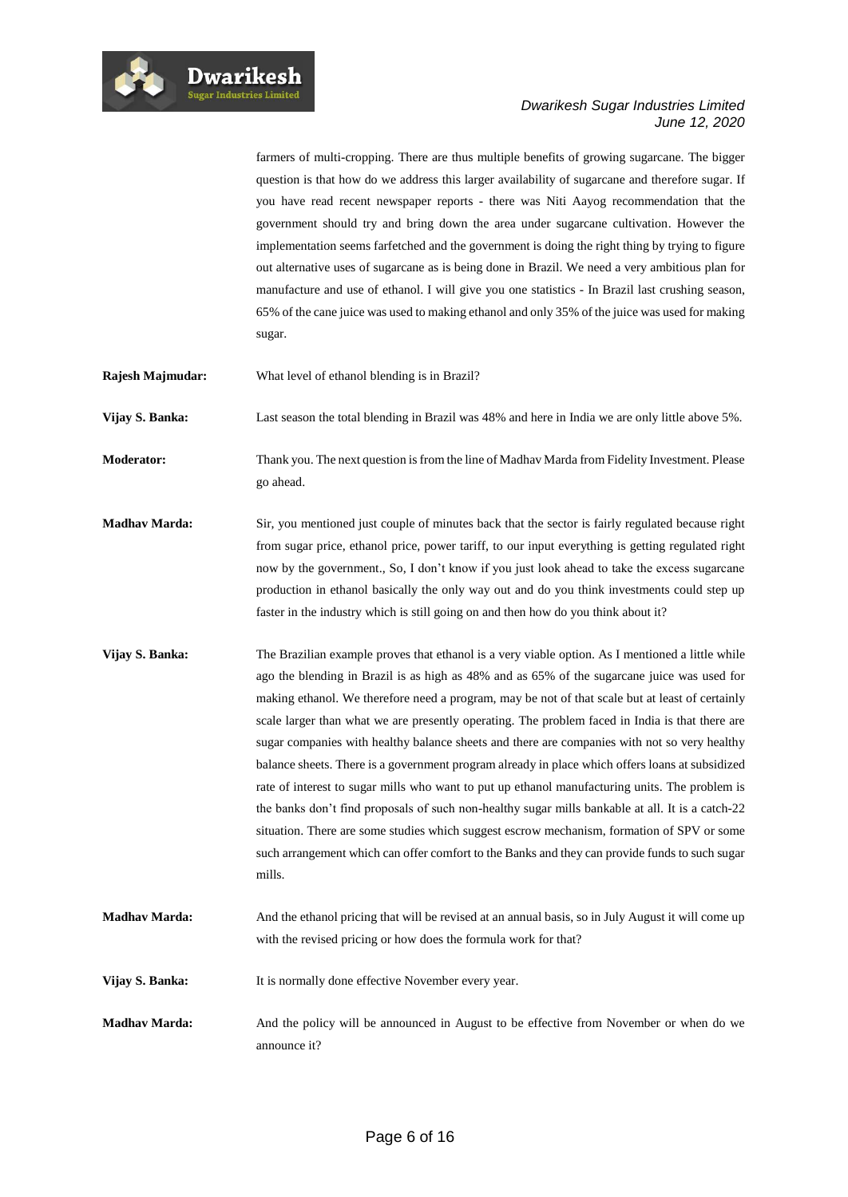farmers of multi-cropping. There are thus multiple benefits of growing sugarcane. The bigger question is that how do we address this larger availability of sugarcane and therefore sugar. If you have read recent newspaper reports - there was Niti Aayog recommendation that the government should try and bring down the area under sugarcane cultivation. However the implementation seems farfetched and the government is doing the right thing by trying to figure out alternative uses of sugarcane as is being done in Brazil. We need a very ambitious plan for manufacture and use of ethanol. I will give you one statistics - In Brazil last crushing season, 65% of the cane juice was used to making ethanol and only 35% of the juice was used for making sugar.

**Rajesh Majmudar:** What level of ethanol blending is in Brazil?

**Vijay S. Banka:** Last season the total blending in Brazil was 48% and here in India we are only little above 5%.

**Moderator:** Thank you. The next question is from the line of Madhav Marda from Fidelity Investment. Please go ahead.

**Madhav Marda:** Sir, you mentioned just couple of minutes back that the sector is fairly regulated because right from sugar price, ethanol price, power tariff, to our input everything is getting regulated right now by the government., So, I don't know if you just look ahead to take the excess sugarcane production in ethanol basically the only way out and do you think investments could step up faster in the industry which is still going on and then how do you think about it?

**Vijay S. Banka:** The Brazilian example proves that ethanol is a very viable option. As I mentioned a little while ago the blending in Brazil is as high as 48% and as 65% of the sugarcane juice was used for making ethanol. We therefore need a program, may be not of that scale but at least of certainly scale larger than what we are presently operating. The problem faced in India is that there are sugar companies with healthy balance sheets and there are companies with not so very healthy balance sheets. There is a government program already in place which offers loans at subsidized rate of interest to sugar mills who want to put up ethanol manufacturing units. The problem is the banks don't find proposals of such non-healthy sugar mills bankable at all. It is a catch-22 situation. There are some studies which suggest escrow mechanism, formation of SPV or some such arrangement which can offer comfort to the Banks and they can provide funds to such sugar mills.

**Madhav Marda:** And the ethanol pricing that will be revised at an annual basis, so in July August it will come up with the revised pricing or how does the formula work for that?

**Vijay S. Banka:** It is normally done effective November every year.

**Madhav Marda:** And the policy will be announced in August to be effective from November or when do we announce it?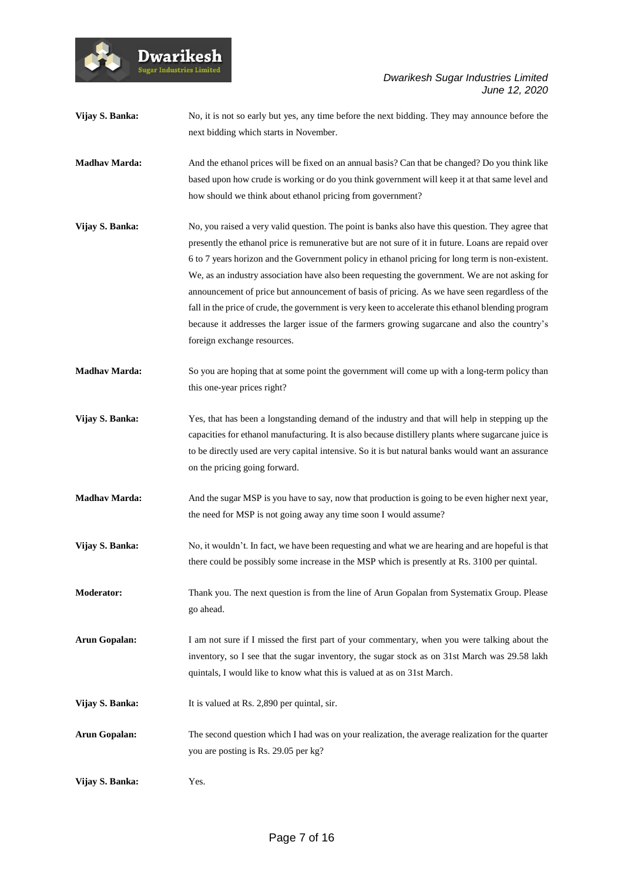**Vijay S. Banka:** No, it is not so early but yes, any time before the next bidding. They may announce before the next bidding which starts in November.

**Madhav Marda:** And the ethanol prices will be fixed on an annual basis? Can that be changed? Do you think like based upon how crude is working or do you think government will keep it at that same level and how should we think about ethanol pricing from government?

**Vijay S. Banka:** No, you raised a very valid question. The point is banks also have this question. They agree that presently the ethanol price is remunerative but are not sure of it in future. Loans are repaid over 6 to 7 years horizon and the Government policy in ethanol pricing for long term is non-existent. We, as an industry association have also been requesting the government. We are not asking for announcement of price but announcement of basis of pricing. As we have seen regardless of the fall in the price of crude, the government is very keen to accelerate this ethanol blending program because it addresses the larger issue of the farmers growing sugarcane and also the country's foreign exchange resources.

**Madhav Marda:** So you are hoping that at some point the government will come up with a long-term policy than this one-year prices right?

**Vijay S. Banka:** Yes, that has been a longstanding demand of the industry and that will help in stepping up the capacities for ethanol manufacturing. It is also because distillery plants where sugarcane juice is to be directly used are very capital intensive. So it is but natural banks would want an assurance on the pricing going forward.

**Madhav Marda:** And the sugar MSP is you have to say, now that production is going to be even higher next year, the need for MSP is not going away any time soon I would assume?

**Vijay S. Banka:** No, it wouldn't. In fact, we have been requesting and what we are hearing and are hopeful is that there could be possibly some increase in the MSP which is presently at Rs. 3100 per quintal.

**Moderator:** Thank you. The next question is from the line of Arun Gopalan from Systematix Group. Please go ahead.

**Arun Gopalan:** I am not sure if I missed the first part of your commentary, when you were talking about the inventory, so I see that the sugar inventory, the sugar stock as on 31st March was 29.58 lakh quintals, I would like to know what this is valued at as on 31st March.

**Vijay S. Banka:** It is valued at Rs. 2,890 per quintal, sir.

**Arun Gopalan:** The second question which I had was on your realization, the average realization for the quarter you are posting is Rs. 29.05 per kg?

**Vijay S. Banka:** Yes.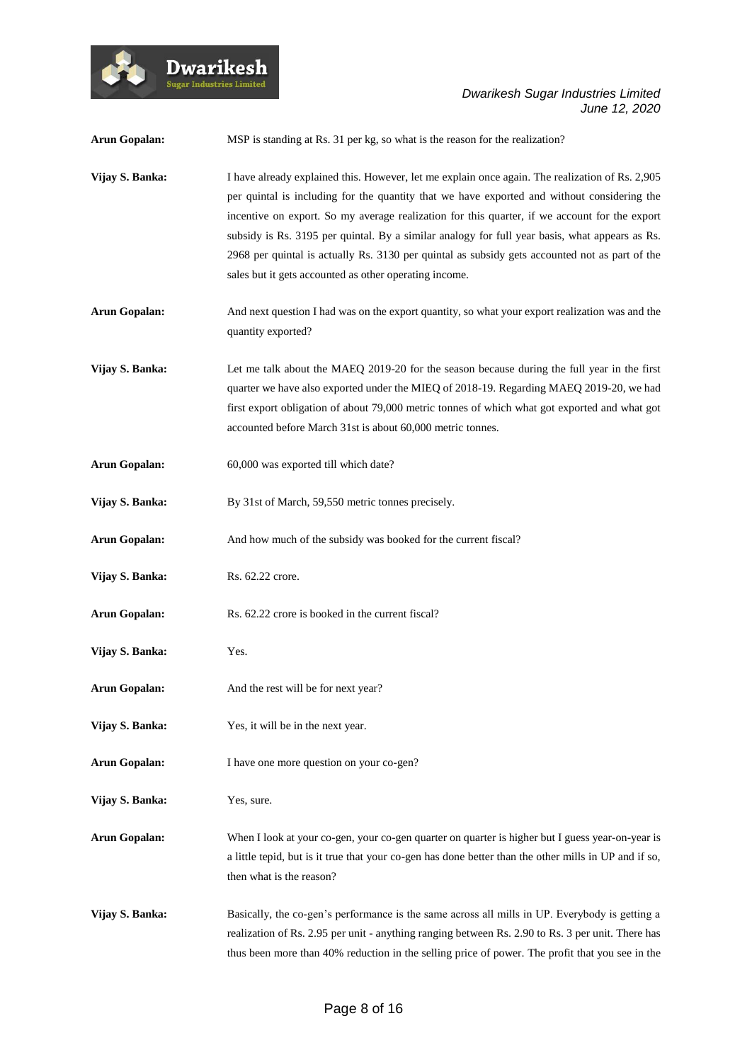**Arun Gopalan:** MSP is standing at Rs. 31 per kg, so what is the reason for the realization?

**Vijay S. Banka:** I have already explained this. However, let me explain once again. The realization of Rs. 2,905 per quintal is including for the quantity that we have exported and without considering the incentive on export. So my average realization for this quarter, if we account for the export subsidy is Rs. 3195 per quintal. By a similar analogy for full year basis, what appears as Rs. 2968 per quintal is actually Rs. 3130 per quintal as subsidy gets accounted not as part of the sales but it gets accounted as other operating income.

**Arun Gopalan:** And next question I had was on the export quantity, so what your export realization was and the quantity exported?

**Vijay S. Banka:** Let me talk about the MAEQ 2019-20 for the season because during the full year in the first quarter we have also exported under the MIEQ of 2018-19. Regarding MAEQ 2019-20, we had first export obligation of about 79,000 metric tonnes of which what got exported and what got accounted before March 31st is about 60,000 metric tonnes.

**Arun Gopalan:** 60,000 was exported till which date?

**Vijay S. Banka:** By 31st of March, 59,550 metric tonnes precisely.

**Arun Gopalan:** And how much of the subsidy was booked for the current fiscal?

**Vijay S. Banka:** Rs. 62.22 crore.

**Arun Gopalan:** Rs. 62.22 crore is booked in the current fiscal?

**Vijay S. Banka:** Yes.

**Arun Gopalan:** And the rest will be for next year?

**Vijay S. Banka:** Yes, it will be in the next year.

**Arun Gopalan:** I have one more question on your co-gen?

**Vijay S. Banka:** Yes, sure.

**Arun Gopalan:** When I look at your co-gen, your co-gen quarter on quarter is higher but I guess year-on-year is a little tepid, but is it true that your co-gen has done better than the other mills in UP and if so, then what is the reason?

**Vijay S. Banka:** Basically, the co-gen's performance is the same across all mills in UP. Everybody is getting a realization of Rs. 2.95 per unit - anything ranging between Rs. 2.90 to Rs. 3 per unit. There has thus been more than 40% reduction in the selling price of power. The profit that you see in the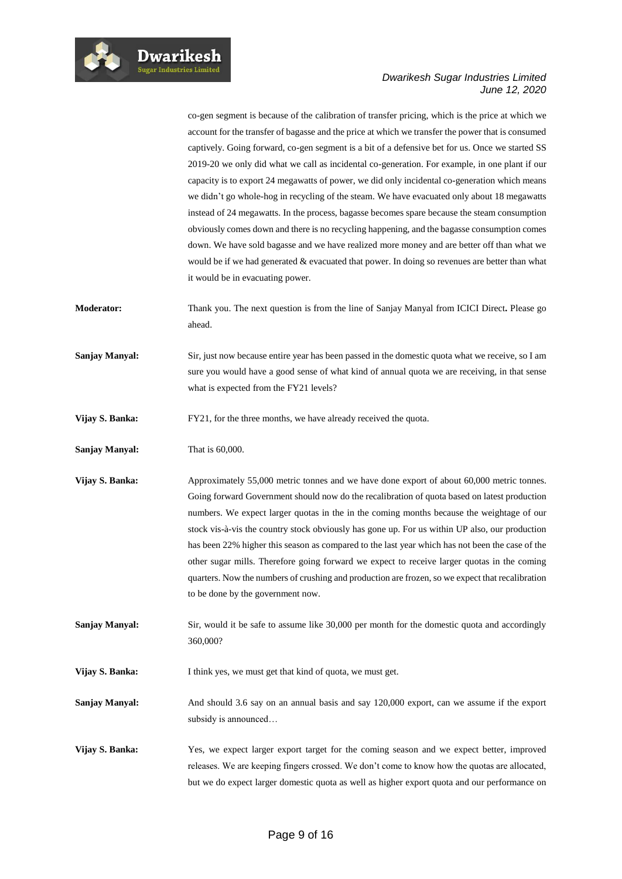co-gen segment is because of the calibration of transfer pricing, which is the price at which we account for the transfer of bagasse and the price at which we transfer the power that is consumed captively. Going forward, co-gen segment is a bit of a defensive bet for us. Once we started SS 2019-20 we only did what we call as incidental co-generation. For example, in one plant if our capacity is to export 24 megawatts of power, we did only incidental co-generation which means we didn't go whole-hog in recycling of the steam. We have evacuated only about 18 megawatts instead of 24 megawatts. In the process, bagasse becomes spare because the steam consumption obviously comes down and there is no recycling happening, and the bagasse consumption comes down. We have sold bagasse and we have realized more money and are better off than what we would be if we had generated & evacuated that power. In doing so revenues are better than what it would be in evacuating power.

**Moderator:** Thank you. The next question is from the line of Sanjay Manyal from ICICI Direct**.** Please go ahead.

**Sanjay Manyal:** Sir, just now because entire year has been passed in the domestic quota what we receive, so I am sure you would have a good sense of what kind of annual quota we are receiving, in that sense what is expected from the FY21 levels?

**Vijay S. Banka:** FY21, for the three months, we have already received the quota.

**Sanjay Manyal:** That is 60,000.

**Vijay S. Banka:** Approximately 55,000 metric tonnes and we have done export of about 60,000 metric tonnes. Going forward Government should now do the recalibration of quota based on latest production numbers. We expect larger quotas in the in the coming months because the weightage of our stock vis-à-vis the country stock obviously has gone up. For us within UP also, our production has been 22% higher this season as compared to the last year which has not been the case of the other sugar mills. Therefore going forward we expect to receive larger quotas in the coming quarters. Now the numbers of crushing and production are frozen, so we expect that recalibration to be done by the government now.

**Sanjay Manyal:** Sir, would it be safe to assume like 30,000 per month for the domestic quota and accordingly 360,000?

**Vijay S. Banka:** I think yes, we must get that kind of quota, we must get.

**Sanjay Manyal:** And should 3.6 say on an annual basis and say 120,000 export, can we assume if the export subsidy is announced…

**Vijay S. Banka:** Yes, we expect larger export target for the coming season and we expect better, improved releases. We are keeping fingers crossed. We don't come to know how the quotas are allocated, but we do expect larger domestic quota as well as higher export quota and our performance on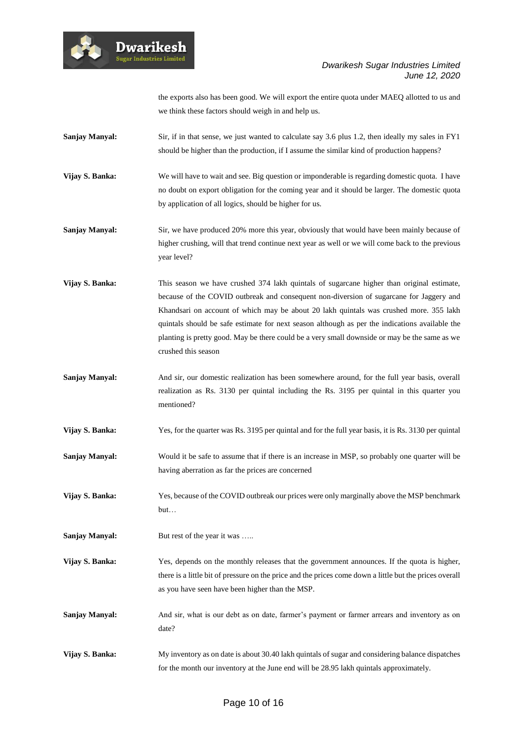the exports also has been good. We will export the entire quota under MAEQ allotted to us and we think these factors should weigh in and help us.

**Sanjay Manyal:** Sir, if in that sense, we just wanted to calculate say 3.6 plus 1.2, then ideally my sales in FY1 should be higher than the production, if I assume the similar kind of production happens?

**Vijay S. Banka:** We will have to wait and see. Big question or imponderable is regarding domestic quota. I have no doubt on export obligation for the coming year and it should be larger. The domestic quota by application of all logics, should be higher for us.

**Sanjay Manyal:** Sir, we have produced 20% more this year, obviously that would have been mainly because of higher crushing, will that trend continue next year as well or we will come back to the previous year level?

**Vijay S. Banka:** This season we have crushed 374 lakh quintals of sugarcane higher than original estimate, because of the COVID outbreak and consequent non-diversion of sugarcane for Jaggery and Khandsari on account of which may be about 20 lakh quintals was crushed more. 355 lakh quintals should be safe estimate for next season although as per the indications available the planting is pretty good. May be there could be a very small downside or may be the same as we crushed this season

**Sanjay Manyal:** And sir, our domestic realization has been somewhere around, for the full year basis, overall realization as Rs. 3130 per quintal including the Rs. 3195 per quintal in this quarter you mentioned?

**Vijay S. Banka:** Yes, for the quarter was Rs. 3195 per quintal and for the full year basis, it is Rs. 3130 per quintal

**Sanjay Manyal:** Would it be safe to assume that if there is an increase in MSP, so probably one quarter will be having aberration as far the prices are concerned

**Vijay S. Banka:** Yes, because of the COVID outbreak our prices were only marginally above the MSP benchmark but…

**Sanjay Manyal:** But rest of the year it was …..

**Vijay S. Banka:** Yes, depends on the monthly releases that the government announces. If the quota is higher, there is a little bit of pressure on the price and the prices come down a little but the prices overall as you have seen have been higher than the MSP.

**Sanjay Manyal:** And sir, what is our debt as on date, farmer's payment or farmer arrears and inventory as on date?

**Vijay S. Banka:** My inventory as on date is about 30.40 lakh quintals of sugar and considering balance dispatches for the month our inventory at the June end will be 28.95 lakh quintals approximately.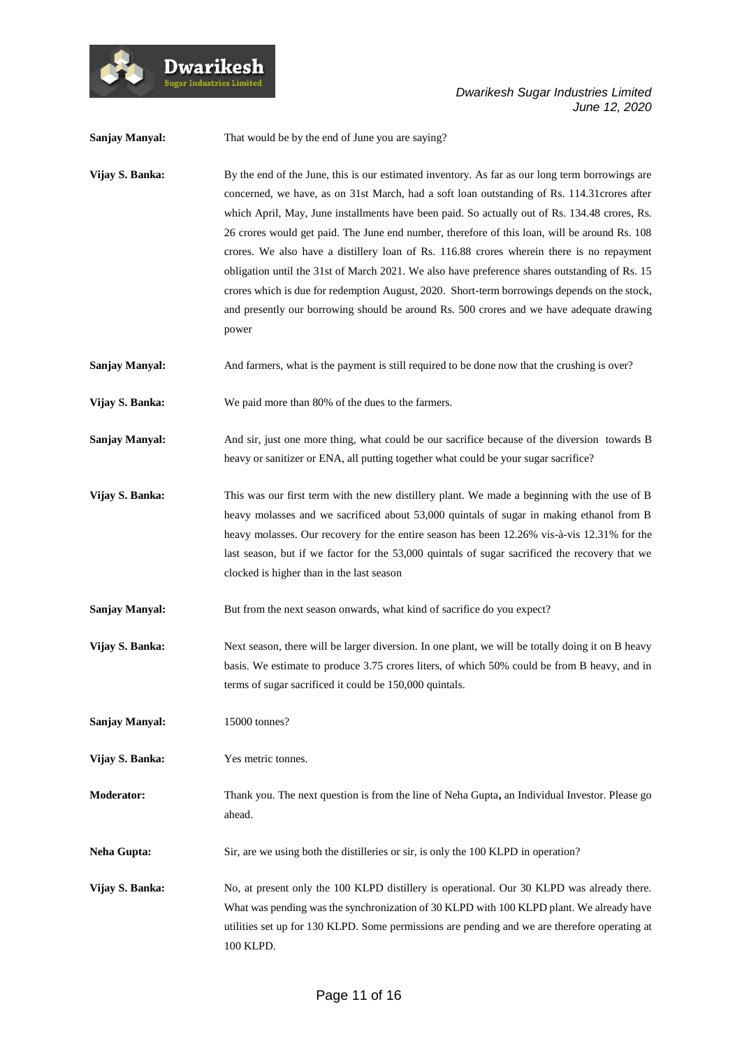**Sanjay Manyal:** That would be by the end of June you are saying?

**Vijay S. Banka:** By the end of the June, this is our estimated inventory. As far as our long term borrowings are concerned, we have, as on 31st March, had a soft loan outstanding of Rs. 114.31crores after which April, May, June installments have been paid. So actually out of Rs. 134.48 crores, Rs. 26 crores would get paid. The June end number, therefore of this loan, will be around Rs. 108 crores. We also have a distillery loan of Rs. 116.88 crores wherein there is no repayment obligation until the 31st of March 2021. We also have preference shares outstanding of Rs. 15 crores which is due for redemption August, 2020. Short-term borrowings depends on the stock, and presently our borrowing should be around Rs. 500 crores and we have adequate drawing power

**Sanjay Manyal:** And farmers, what is the payment is still required to be done now that the crushing is over?

**Vijay S. Banka:** We paid more than 80% of the dues to the farmers.

**Sanjay Manyal:** And sir, just one more thing, what could be our sacrifice because of the diversion towards B heavy or sanitizer or ENA, all putting together what could be your sugar sacrifice?

**Vijay S. Banka:** This was our first term with the new distillery plant. We made a beginning with the use of B heavy molasses and we sacrificed about 53,000 quintals of sugar in making ethanol from B heavy molasses. Our recovery for the entire season has been 12.26% vis-à-vis 12.31% for the last season, but if we factor for the 53,000 quintals of sugar sacrificed the recovery that we clocked is higher than in the last season

**Sanjay Manyal:** But from the next season onwards, what kind of sacrifice do you expect?

**Vijay S. Banka:** Next season, there will be larger diversion. In one plant, we will be totally doing it on B heavy basis. We estimate to produce 3.75 crores liters, of which 50% could be from B heavy, and in terms of sugar sacrificed it could be 150,000 quintals.

**Sanjay Manyal:** 15000 tonnes?

**Vijay S. Banka:** Yes metric tonnes.

**Moderator:** Thank you. The next question is from the line of Neha Gupta**,** an Individual Investor. Please go ahead.

**Neha Gupta:** Sir, are we using both the distilleries or sir, is only the 100 KLPD in operation?

**Vijay S. Banka:** No, at present only the 100 KLPD distillery is operational. Our 30 KLPD was already there. What was pending was the synchronization of 30 KLPD with 100 KLPD plant. We already have utilities set up for 130 KLPD. Some permissions are pending and we are therefore operating at 100 KLPD.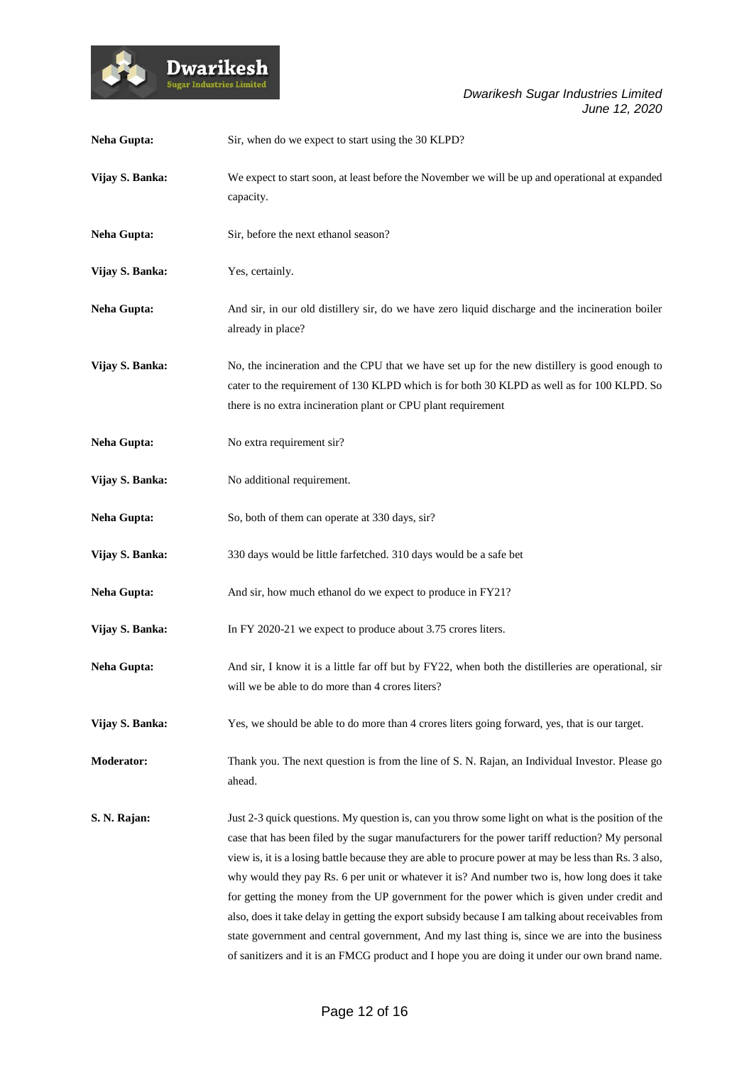**Neha Gupta:** Sir, when do we expect to start using the 30 KLPD?

**Vijay S. Banka:** We expect to start soon, at least before the November we will be up and operational at expanded capacity.

**Neha Gupta:** Sir, before the next ethanol season?

**Vijay S. Banka:** Yes, certainly.

**Neha Gupta:** And sir, in our old distillery sir, do we have zero liquid discharge and the incineration boiler already in place?

**Vijay S. Banka:** No, the incineration and the CPU that we have set up for the new distillery is good enough to cater to the requirement of 130 KLPD which is for both 30 KLPD as well as for 100 KLPD. So there is no extra incineration plant or CPU plant requirement

**Neha Gupta:** No extra requirement sir?

**Vijay S. Banka:** No additional requirement.

**Neha Gupta:** So, both of them can operate at 330 days, sir?

**Vijay S. Banka:** 330 days would be little farfetched. 310 days would be a safe bet

**Neha Gupta:** And sir, how much ethanol do we expect to produce in FY21?

**Vijay S. Banka:** In FY 2020-21 we expect to produce about 3.75 crores liters.

**Neha Gupta:** And sir, I know it is a little far off but by FY22, when both the distilleries are operational, sir will we be able to do more than 4 crores liters?

**Vijay S. Banka:** Yes, we should be able to do more than 4 crores liters going forward, yes, that is our target.

**Moderator:** Thank you. The next question is from the line of S. N. Rajan, an Individual Investor. Please go ahead.

**S. N. Rajan:** Just 2-3 quick questions. My question is, can you throw some light on what is the position of the case that has been filed by the sugar manufacturers for the power tariff reduction? My personal view is, it is a losing battle because they are able to procure power at may be less than Rs. 3 also, why would they pay Rs. 6 per unit or whatever it is? And number two is, how long does it take for getting the money from the UP government for the power which is given under credit and also, does it take delay in getting the export subsidy because I am talking about receivables from state government and central government, And my last thing is, since we are into the business of sanitizers and it is an FMCG product and I hope you are doing it under our own brand name.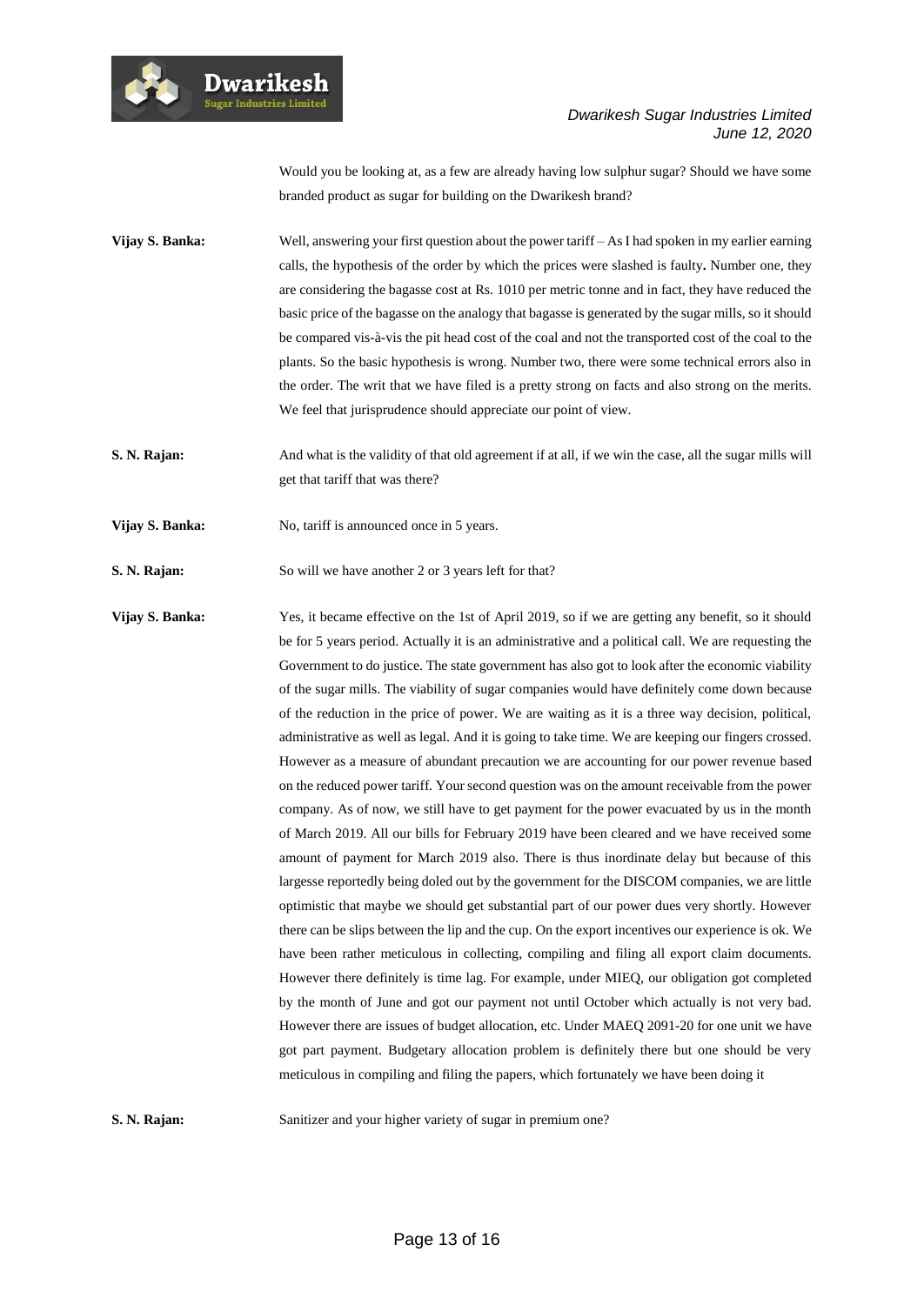Would you be looking at, as a few are already having low sulphur sugar? Should we have some branded product as sugar for building on the Dwarikesh brand?

**Vijay S. Banka:** Well, answering your first question about the power tariff – As I had spoken in my earlier earning calls, the hypothesis of the order by which the prices were slashed is faulty**.** Number one, they are considering the bagasse cost at Rs. 1010 per metric tonne and in fact, they have reduced the basic price of the bagasse on the analogy that bagasse is generated by the sugar mills, so it should be compared vis-à-vis the pit head cost of the coal and not the transported cost of the coal to the plants. So the basic hypothesis is wrong. Number two, there were some technical errors also in the order. The writ that we have filed is a pretty strong on facts and also strong on the merits. We feel that jurisprudence should appreciate our point of view.

**S. N. Rajan:** And what is the validity of that old agreement if at all, if we win the case, all the sugar mills will get that tariff that was there?

**Vijay S. Banka:** No, tariff is announced once in 5 years.

**S. N. Rajan:** So will we have another 2 or 3 years left for that?

**Vijay S. Banka:** Yes, it became effective on the 1st of April 2019, so if we are getting any benefit, so it should be for 5 years period. Actually it is an administrative and a political call. We are requesting the Government to do justice. The state government has also got to look after the economic viability of the sugar mills. The viability of sugar companies would have definitely come down because of the reduction in the price of power. We are waiting as it is a three way decision, political, administrative as well as legal. And it is going to take time. We are keeping our fingers crossed. However as a measure of abundant precaution we are accounting for our power revenue based on the reduced power tariff. Your second question was on the amount receivable from the power company. As of now, we still have to get payment for the power evacuated by us in the month of March 2019. All our bills for February 2019 have been cleared and we have received some amount of payment for March 2019 also. There is thus inordinate delay but because of this largesse reportedly being doled out by the government for the DISCOM companies, we are little optimistic that maybe we should get substantial part of our power dues very shortly. However there can be slips between the lip and the cup. On the export incentives our experience is ok. We have been rather meticulous in collecting, compiling and filing all export claim documents. However there definitely is time lag. For example, under MIEQ, our obligation got completed by the month of June and got our payment not until October which actually is not very bad. However there are issues of budget allocation, etc. Under MAEQ 2091-20 for one unit we have got part payment. Budgetary allocation problem is definitely there but one should be very meticulous in compiling and filing the papers, which fortunately we have been doing it

**S. N. Rajan:** Sanitizer and your higher variety of sugar in premium one?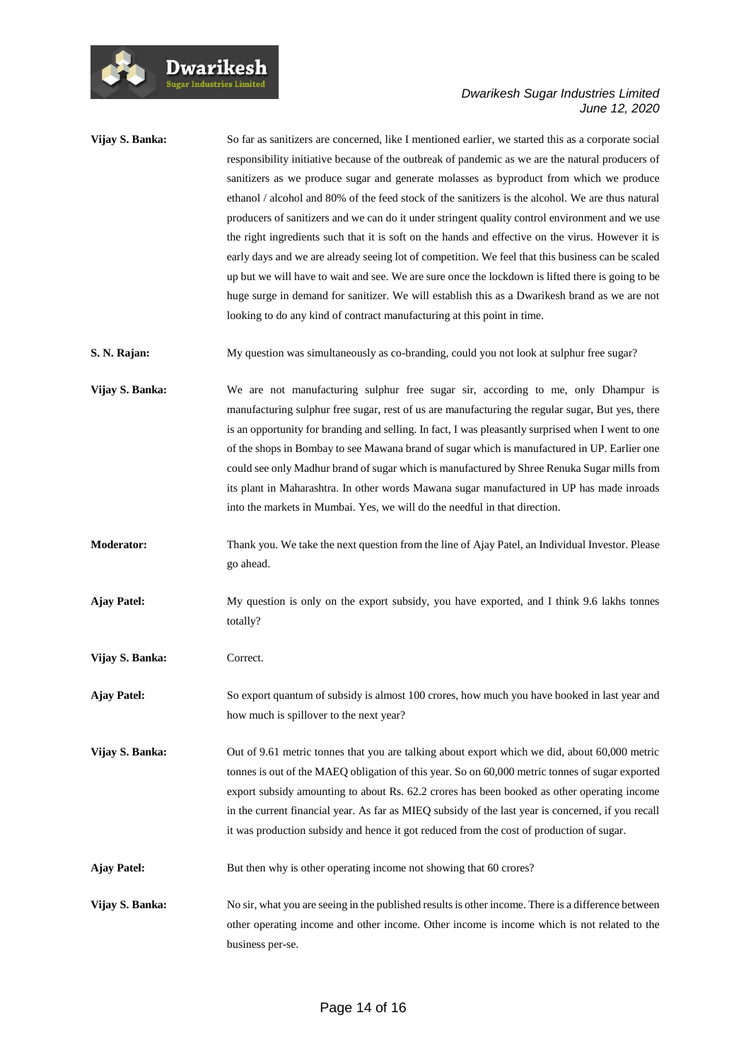**Vijay S. Banka:** So far as sanitizers are concerned, like I mentioned earlier, we started this as a corporate social responsibility initiative because of the outbreak of pandemic as we are the natural producers of sanitizers as we produce sugar and generate molasses as byproduct from which we produce ethanol / alcohol and 80% of the feed stock of the sanitizers is the alcohol. We are thus natural producers of sanitizers and we can do it under stringent quality control environment and we use the right ingredients such that it is soft on the hands and effective on the virus. However it is early days and we are already seeing lot of competition. We feel that this business can be scaled up but we will have to wait and see. We are sure once the lockdown is lifted there is going to be huge surge in demand for sanitizer. We will establish this as a Dwarikesh brand as we are not looking to do any kind of contract manufacturing at this point in time.

**S. N. Rajan:** My question was simultaneously as co-branding, could you not look at sulphur free sugar?

**Vijay S. Banka:** We are not manufacturing sulphur free sugar sir, according to me, only Dhampur is manufacturing sulphur free sugar, rest of us are manufacturing the regular sugar, But yes, there is an opportunity for branding and selling. In fact, I was pleasantly surprised when I went to one of the shops in Bombay to see Mawana brand of sugar which is manufactured in UP. Earlier one could see only Madhur brand of sugar which is manufactured by Shree Renuka Sugar mills from its plant in Maharashtra. In other words Mawana sugar manufactured in UP has made inroads into the markets in Mumbai. Yes, we will do the needful in that direction.

**Moderator:** Thank you. We take the next question from the line of Ajay Patel, an Individual Investor. Please go ahead.

**Ajay Patel:** My question is only on the export subsidy, you have exported, and I think 9.6 lakhs tonnes totally?

**Vijay S. Banka:** Correct.

**Ajay Patel:** So export quantum of subsidy is almost 100 crores, how much you have booked in last year and how much is spillover to the next year?

**Vijay S. Banka:** Out of 9.61 metric tonnes that you are talking about export which we did, about 60,000 metric tonnes is out of the MAEQ obligation of this year. So on 60,000 metric tonnes of sugar exported export subsidy amounting to about Rs. 62.2 crores has been booked as other operating income in the current financial year. As far as MIEQ subsidy of the last year is concerned, if you recall it was production subsidy and hence it got reduced from the cost of production of sugar.

**Ajay Patel:** But then why is other operating income not showing that 60 crores?

**Vijay S. Banka:** No sir, what you are seeing in the published results is other income. There is a difference between other operating income and other income. Other income is income which is not related to the business per-se.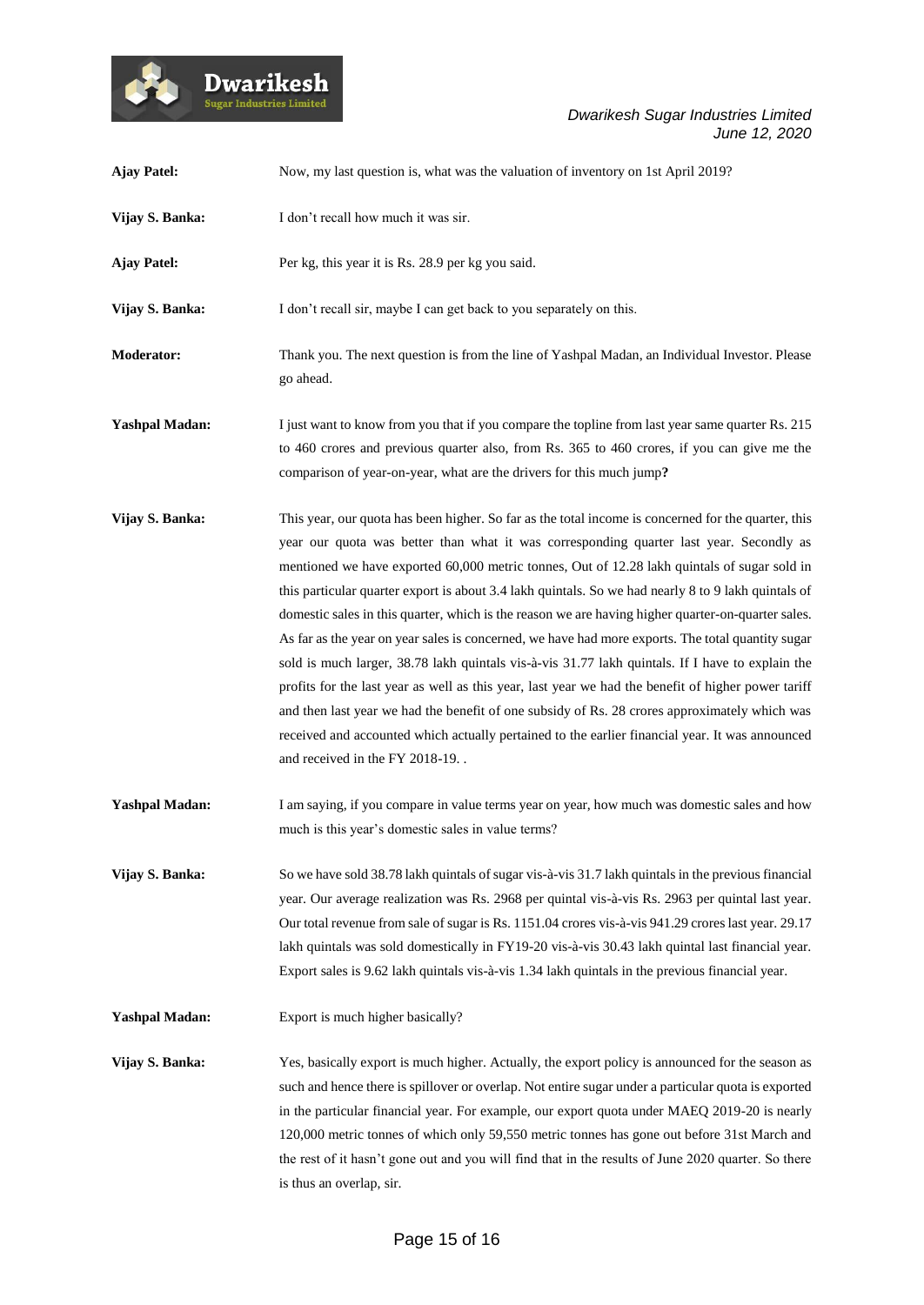**Ajay Patel:** Now, my last question is, what was the valuation of inventory on 1st April 2019?

**Vijay S. Banka:** I don't recall how much it was sir.

**Ajay Patel:** Per kg, this year it is Rs. 28.9 per kg you said.

**Vijay S. Banka:** I don't recall sir, maybe I can get back to you separately on this.

**Moderator:** Thank you. The next question is from the line of Yashpal Madan, an Individual Investor. Please go ahead.

**Yashpal Madan:** I just want to know from you that if you compare the topline from last year same quarter Rs. 215 to 460 crores and previous quarter also, from Rs. 365 to 460 crores, if you can give me the comparison of year-on-year, what are the drivers for this much jump**?**

**Vijay S. Banka:** This year, our quota has been higher. So far as the total income is concerned for the quarter, this year our quota was better than what it was corresponding quarter last year. Secondly as mentioned we have exported 60,000 metric tonnes, Out of 12.28 lakh quintals of sugar sold in this particular quarter export is about 3.4 lakh quintals. So we had nearly 8 to 9 lakh quintals of domestic sales in this quarter, which is the reason we are having higher quarter-on-quarter sales. As far as the year on year sales is concerned, we have had more exports. The total quantity sugar sold is much larger, 38.78 lakh quintals vis-à-vis 31.77 lakh quintals. If I have to explain the profits for the last year as well as this year, last year we had the benefit of higher power tariff and then last year we had the benefit of one subsidy of Rs. 28 crores approximately which was received and accounted which actually pertained to the earlier financial year. It was announced and received in the FY 2018-19. .

**Yashpal Madan:** I am saying, if you compare in value terms year on year, how much was domestic sales and how much is this year's domestic sales in value terms?

**Vijay S. Banka:** So we have sold 38.78 lakh quintals of sugar vis-à-vis 31.7 lakh quintals in the previous financial year. Our average realization was Rs. 2968 per quintal vis-à-vis Rs. 2963 per quintal last year. Our total revenue from sale of sugar is Rs. 1151.04 crores vis-à-vis 941.29 crores last year. 29.17 lakh quintals was sold domestically in FY19-20 vis-à-vis 30.43 lakh quintal last financial year. Export sales is 9.62 lakh quintals vis-à-vis 1.34 lakh quintals in the previous financial year.

**Yashpal Madan:** Export is much higher basically?

**Vijay S. Banka:** Yes, basically export is much higher. Actually, the export policy is announced for the season as such and hence there is spillover or overlap. Not entire sugar under a particular quota is exported in the particular financial year. For example, our export quota under MAEQ 2019-20 is nearly 120,000 metric tonnes of which only 59,550 metric tonnes has gone out before 31st March and the rest of it hasn't gone out and you will find that in the results of June 2020 quarter. So there is thus an overlap, sir.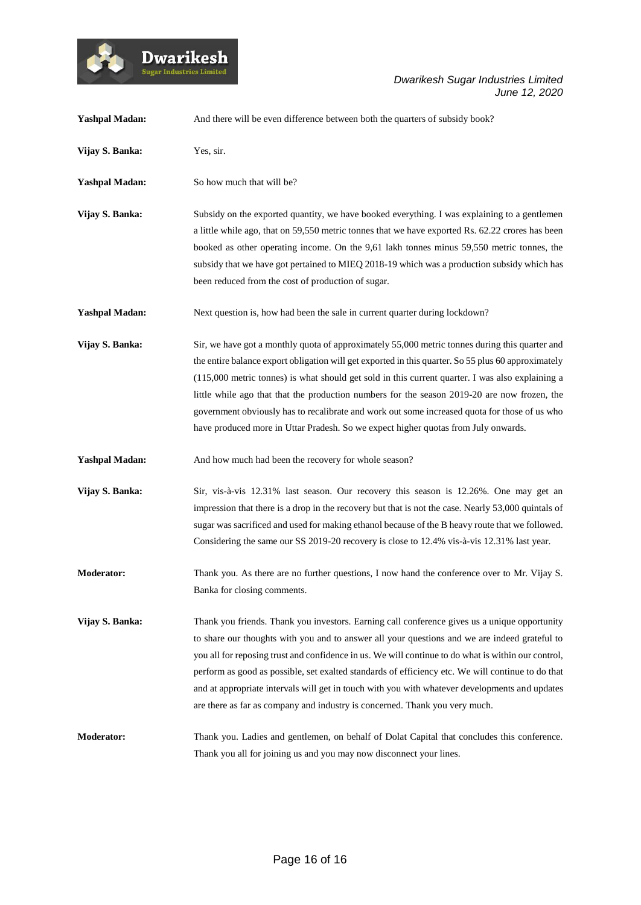**Yashpal Madan:** And there will be even difference between both the quarters of subsidy book?

**Vijay S. Banka:** Yes, sir.

**Yashpal Madan:** So how much that will be?

**Vijay S. Banka:** Subsidy on the exported quantity, we have booked everything. I was explaining to a gentlemen a little while ago, that on 59,550 metric tonnes that we have exported Rs. 62.22 crores has been booked as other operating income. On the 9,61 lakh tonnes minus 59,550 metric tonnes, the subsidy that we have got pertained to MIEQ 2018-19 which was a production subsidy which has been reduced from the cost of production of sugar.

**Yashpal Madan:** Next question is, how had been the sale in current quarter during lockdown?

**Vijay S. Banka:** Sir, we have got a monthly quota of approximately 55,000 metric tonnes during this quarter and the entire balance export obligation will get exported in this quarter. So 55 plus 60 approximately (115,000 metric tonnes) is what should get sold in this current quarter. I was also explaining a little while ago that that the production numbers for the season 2019-20 are now frozen, the government obviously has to recalibrate and work out some increased quota for those of us who have produced more in Uttar Pradesh. So we expect higher quotas from July onwards.

**Yashpal Madan:** And how much had been the recovery for whole season?

**Vijay S. Banka:** Sir, vis-à-vis 12.31% last season. Our recovery this season is 12.26%. One may get an impression that there is a drop in the recovery but that is not the case. Nearly 53,000 quintals of sugar was sacrificed and used for making ethanol because of the B heavy route that we followed. Considering the same our SS 2019-20 recovery is close to 12.4% vis-à-vis 12.31% last year.

**Moderator:** Thank you. As there are no further questions, I now hand the conference over to Mr. Vijay S. Banka for closing comments.

**Vijay S. Banka:** Thank you friends. Thank you investors. Earning call conference gives us a unique opportunity to share our thoughts with you and to answer all your questions and we are indeed grateful to you all for reposing trust and confidence in us. We will continue to do what is within our control, perform as good as possible, set exalted standards of efficiency etc. We will continue to do that and at appropriate intervals will get in touch with you with whatever developments and updates are there as far as company and industry is concerned. Thank you very much.

**Moderator:** Thank you. Ladies and gentlemen, on behalf of Dolat Capital that concludes this conference. Thank you all for joining us and you may now disconnect your lines.